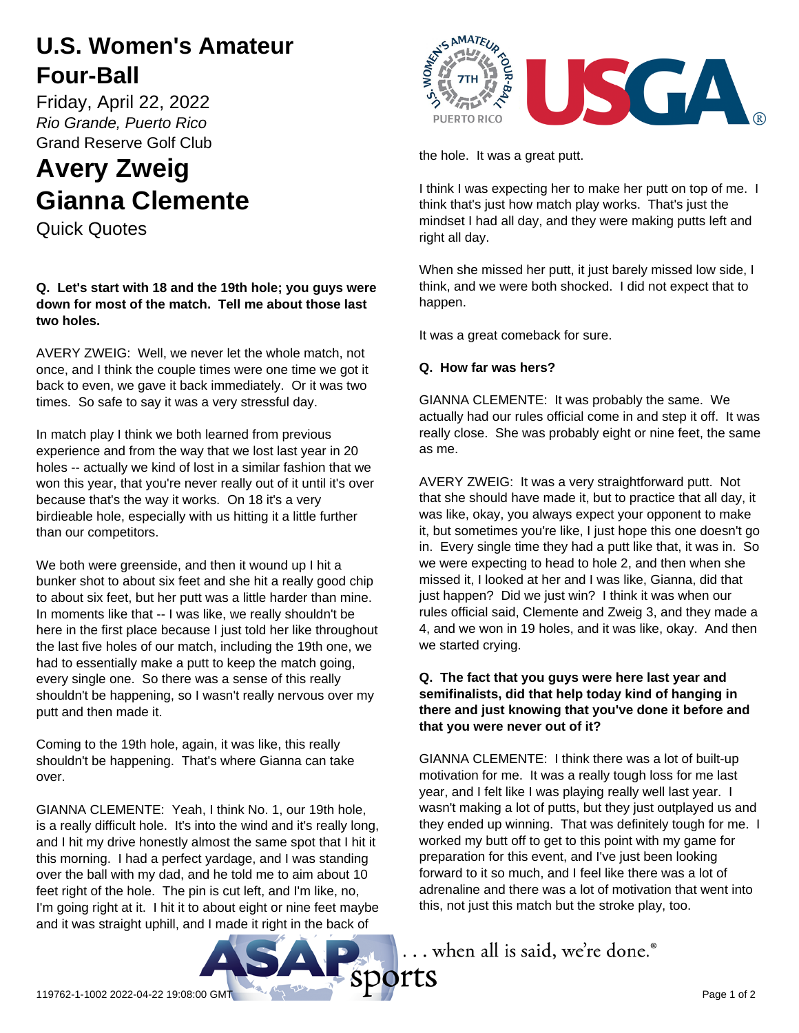# U.S. Women's Amateur Four-Ball

Friday, April 22, 2022
*Rio Grande, Puerto Rico*
Grand Reserve Golf Club

# Avery Zweig
# Gianna Clemente

Quick Quotes

**Q. Let's start with 18 and the 19th hole; you guys were down for most of the match. Tell me about those last two holes.**

AVERY ZWEIG: Well, we never let the whole match, not once, and I think the couple times were one time we got it back to even, we gave it back immediately. Or it was two times. So safe to say it was a very stressful day.

In match play I think we both learned from previous experience and from the way that we lost last year in 20 holes -- actually we kind of lost in a similar fashion that we won this year, that you're never really out of it until it's over because that's the way it works. On 18 it's a very birdieable hole, especially with us hitting it a little further than our competitors.

We both were greenside, and then it wound up I hit a bunker shot to about six feet and she hit a really good chip to about six feet, but her putt was a little harder than mine. In moments like that -- I was like, we really shouldn't be here in the first place because I just told her like throughout the last five holes of our match, including the 19th one, we had to essentially make a putt to keep the match going, every single one. So there was a sense of this really shouldn't be happening, so I wasn't really nervous over my putt and then made it.

Coming to the 19th hole, again, it was like, this really shouldn't be happening. That's where Gianna can take over.

GIANNA CLEMENTE: Yeah, I think No. 1, our 19th hole, is a really difficult hole. It's into the wind and it's really long, and I hit my drive honestly almost the same spot that I hit it this morning. I had a perfect yardage, and I was standing over the ball with my dad, and he told me to aim about 10 feet right of the hole. The pin is cut left, and I'm like, no, I'm going right at it. I hit it to about eight or nine feet maybe and it was straight uphill, and I made it right in the back of the hole. It was a great putt.

I think I was expecting her to make her putt on top of me. I think that's just how match play works. That's just the mindset I had all day, and they were making putts left and right all day.

When she missed her putt, it just barely missed low side, I think, and we were both shocked. I did not expect that to happen.

It was a great comeback for sure.

**Q. How far was hers?**

GIANNA CLEMENTE: It was probably the same. We actually had our rules official come in and step it off. It was really close. She was probably eight or nine feet, the same as me.

AVERY ZWEIG: It was a very straightforward putt. Not that she should have made it, but to practice that all day, it was like, okay, you always expect your opponent to make it, but sometimes you're like, I just hope this one doesn't go in. Every single time they had a putt like that, it was in. So we were expecting to head to hole 2, and then when she missed it, I looked at her and I was like, Gianna, did that just happen? Did we just win? I think it was when our rules official said, Clemente and Zweig 3, and they made a 4, and we won in 19 holes, and it was like, okay. And then we started crying.

**Q. The fact that you guys were here last year and semifinalists, did that help today kind of hanging in there and just knowing that you've done it before and that you were never out of it?**

GIANNA CLEMENTE: I think there was a lot of built-up motivation for me. It was a really tough loss for me last year, and I felt like I was playing really well last year. I wasn't making a lot of putts, but they just outplayed us and they ended up winning. That was definitely tough for me. I worked my butt off to get to this point with my game for preparation for this event, and I've just been looking forward to it so much, and I feel like there was a lot of adrenaline and there was a lot of motivation that went into this, not just this match but the stroke play, too.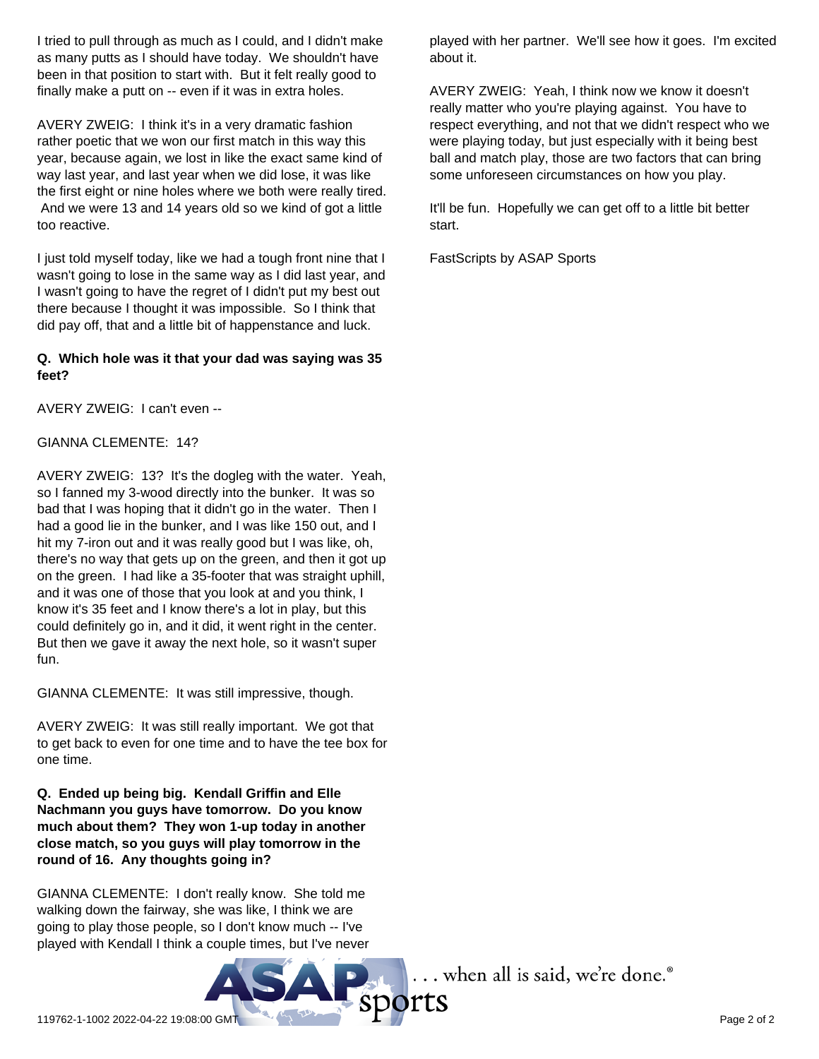I tried to pull through as much as I could, and I didn't make as many putts as I should have today. We shouldn't have been in that position to start with. But it felt really good to finally make a putt on -- even if it was in extra holes.

AVERY ZWEIG: I think it's in a very dramatic fashion rather poetic that we won our first match in this way this year, because again, we lost in like the exact same kind of way last year, and last year when we did lose, it was like the first eight or nine holes where we both were really tired. And we were 13 and 14 years old so we kind of got a little too reactive.

I just told myself today, like we had a tough front nine that I wasn't going to lose in the same way as I did last year, and I wasn't going to have the regret of I didn't put my best out there because I thought it was impossible. So I think that did pay off, that and a little bit of happenstance and luck.

**Q. Which hole was it that your dad was saying was 35 feet?**

AVERY ZWEIG: I can't even --

GIANNA CLEMENTE: 14?

AVERY ZWEIG: 13? It's the dogleg with the water. Yeah, so I fanned my 3-wood directly into the bunker. It was so bad that I was hoping that it didn't go in the water. Then I had a good lie in the bunker, and I was like 150 out, and I hit my 7-iron out and it was really good but I was like, oh, there's no way that gets up on the green, and then it got up on the green. I had like a 35-footer that was straight uphill, and it was one of those that you look at and you think, I know it's 35 feet and I know there's a lot in play, but this could definitely go in, and it did, it went right in the center. But then we gave it away the next hole, so it wasn't super fun.

GIANNA CLEMENTE: It was still impressive, though.

AVERY ZWEIG: It was still really important. We got that to get back to even for one time and to have the tee box for one time.

**Q. Ended up being big. Kendall Griffin and Elle Nachmann you guys have tomorrow. Do you know much about them? They won 1-up today in another close match, so you guys will play tomorrow in the round of 16. Any thoughts going in?**

GIANNA CLEMENTE: I don't really know. She told me walking down the fairway, she was like, I think we are going to play those people, so I don't know much -- I've played with Kendall I think a couple times, but I've never played with her partner. We'll see how it goes. I'm excited about it.

AVERY ZWEIG: Yeah, I think now we know it doesn't really matter who you're playing against. You have to respect everything, and not that we didn't respect who we were playing today, but just especially with it being best ball and match play, those are two factors that can bring some unforeseen circumstances on how you play.

It'll be fun. Hopefully we can get off to a little bit better start.

FastScripts by ASAP Sports